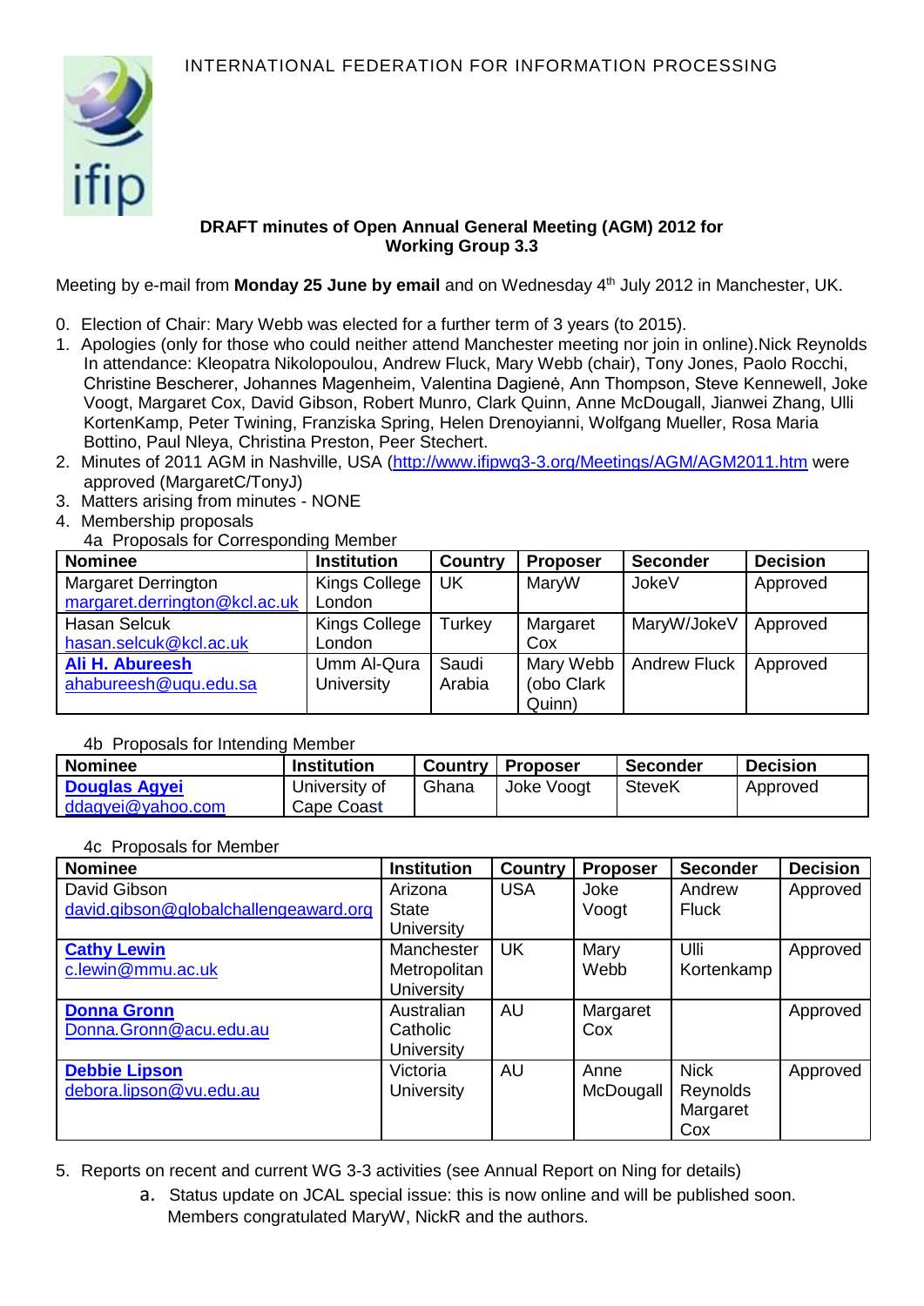INTERNATIONAL FEDERATION FOR INFORMATION PROCESSING

**DRAFT minutes of Open Annual General Meeting (AGM) 2012 for Working Group 3.3**

Meeting by e-mail from **Monday 25 June by email** and on Wednesday 4th July 2012 in Manchester, UK.

0. Election of Chair: Mary Webb was elected for a further term of 3 years (to 2015).
1. Apologies (only for those who could neither attend Manchester meeting nor join in online).Nick Reynolds
   In attendance: Kleopatra Nikolopoulou, Andrew Fluck, Mary Webb (chair), Tony Jones, Paolo Rocchi, Christine Bescherer, Johannes Magenheim, Valentina Dagienė, Ann Thompson, Steve Kennewell, Joke Voogt, Margaret Cox, David Gibson, Robert Munro, Clark Quinn, Anne McDougall, Jianwei Zhang, Ulli KortenKamp, Peter Twining, Franziska Spring, Helen Drenoyianni, Wolfgang Mueller, Rosa Maria Bottino, Paul Nleya, Christina Preston, Peer Stechert.
2. Minutes of 2011 AGM in Nashville, USA (http://www.ifipwg3-3.org/Meetings/AGM/AGM2011.htm were approved (MargaretC/TonyJ)
3. Matters arising from minutes - NONE
4. Membership proposals

4a Proposals for Corresponding Member

| Nominee | Institution | Country | Proposer | Seconder | Decision |
|---|---|---|---|---|---|
| Margaret Derrington margaret.derrington@kcl.ac.uk | Kings College London | UK | MaryW | JokeV | Approved |
| Hasan Selcuk hasan.selcuk@kcl.ac.uk | Kings College London | Turkey | Margaret Cox | MaryW/JokeV | Approved |
| **Ali H. Abureesh** ahabureesh@uqu.edu.sa | Umm Al-Qura University | Saudi Arabia | Mary Webb (obo Clark Quinn) | Andrew Fluck | Approved |

4b Proposals for Intending Member

| Nominee | Institution | Country | Proposer | Seconder | Decision |
|---|---|---|---|---|---|
| **Douglas Agyei** ddagyei@yahoo.com | University of Cape Coast | Ghana | Joke Voogt | SteveK | Approved |

4c Proposals for Member

| Nominee | Institution | Country | Proposer | Seconder | Decision |
|---|---|---|---|---|---|
| David Gibson david.gibson@globalchallengeaward.org | Arizona State University | USA | Joke Voogt | Andrew Fluck | Approved |
| **Cathy Lewin** c.lewin@mmu.ac.uk | Manchester Metropolitan University | UK | Mary Webb | Ulli Kortenkamp | Approved |
| **Donna Gronn** Donna.Gronn@acu.edu.au | Australian Catholic University | AU | Margaret Cox | | Approved |
| **Debbie Lipson** debora.lipson@vu.edu.au | Victoria University | AU | Anne McDougall | Nick Reynolds Margaret Cox | Approved |

5. Reports on recent and current WG 3-3 activities (see Annual Report on Ning for details)
   a. Status update on JCAL special issue: this is now online and will be published soon. Members congratulated MaryW, NickR and the authors.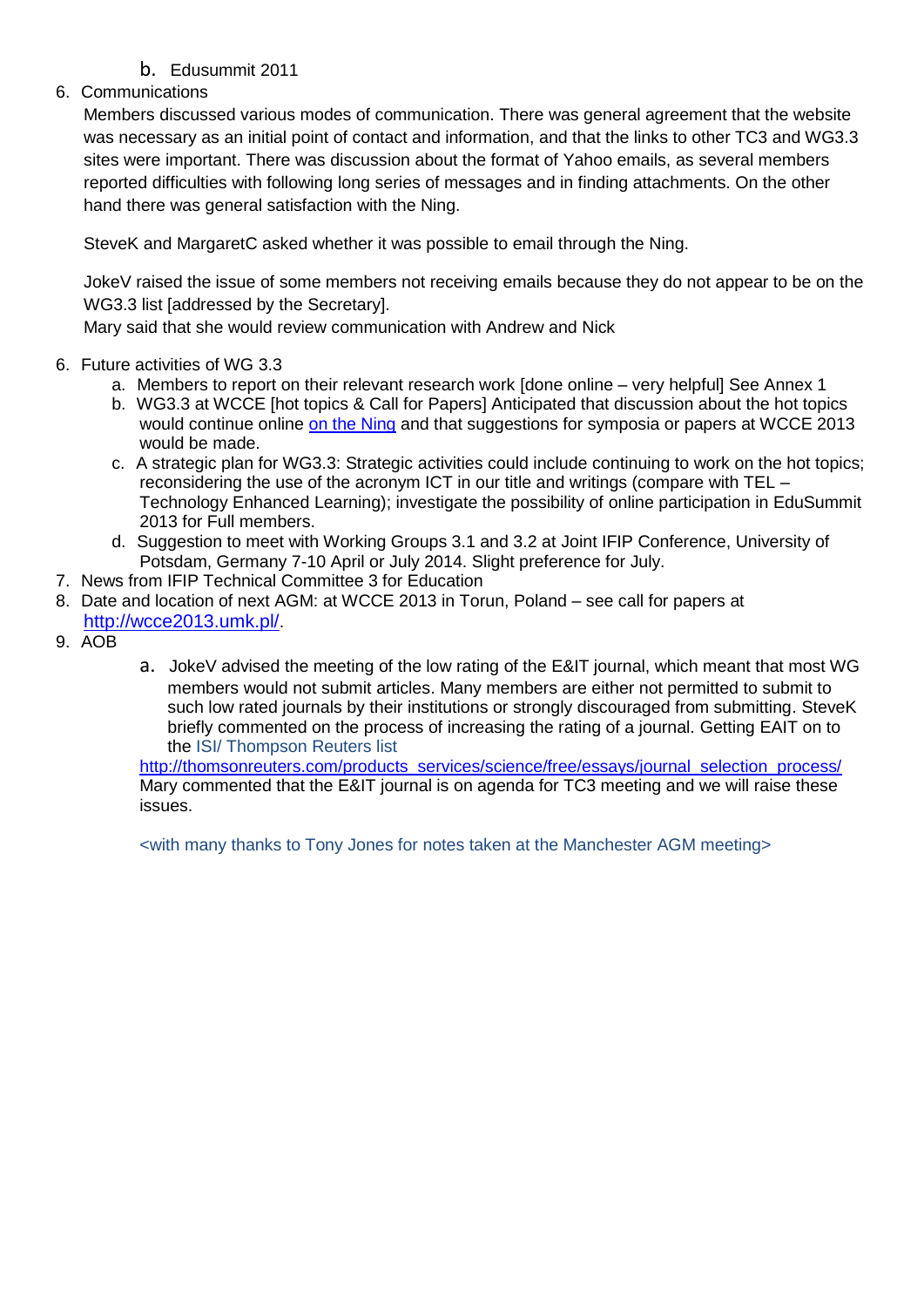b. Edusummit 2011

6. Communications

   Members discussed various modes of communication. There was general agreement that the website was necessary as an initial point of contact and information, and that the links to other TC3 and WG3.3 sites were important. There was discussion about the format of Yahoo emails, as several members reported difficulties with following long series of messages and in finding attachments. On the other hand there was general satisfaction with the Ning.

   SteveK and MargaretC asked whether it was possible to email through the Ning.

   JokeV raised the issue of some members not receiving emails because they do not appear to be on the WG3.3 list [addressed by the Secretary].
   Mary said that she would review communication with Andrew and Nick

6. Future activities of WG 3.3
   a. Members to report on their relevant research work [done online – very helpful] See Annex 1
   b. WG3.3 at WCCE [hot topics & Call for Papers] Anticipated that discussion about the hot topics would continue online on the Ning and that suggestions for symposia or papers at WCCE 2013 would be made.
   c. A strategic plan for WG3.3: Strategic activities could include continuing to work on the hot topics; reconsidering the use of the acronym ICT in our title and writings (compare with TEL – Technology Enhanced Learning); investigate the possibility of online participation in EduSummit 2013 for Full members.
   d. Suggestion to meet with Working Groups 3.1 and 3.2 at Joint IFIP Conference, University of Potsdam, Germany 7-10 April or July 2014. Slight preference for July.
7. News from IFIP Technical Committee 3 for Education
8. Date and location of next AGM: at WCCE 2013 in Torun, Poland – see call for papers at http://wcce2013.umk.pl/.
9. AOB
   a. JokeV advised the meeting of the low rating of the E&IT journal, which meant that most WG members would not submit articles. Many members are either not permitted to submit to such low rated journals by their institutions or strongly discouraged from submitting. SteveK briefly commented on the process of increasing the rating of a journal. Getting EAIT on to the ISI/ Thompson Reuters list
   http://thomsonreuters.com/products_services/science/free/essays/journal_selection_process/
   Mary commented that the E&IT journal is on agenda for TC3 meeting and we will raise these issues.

   <with many thanks to Tony Jones for notes taken at the Manchester AGM meeting>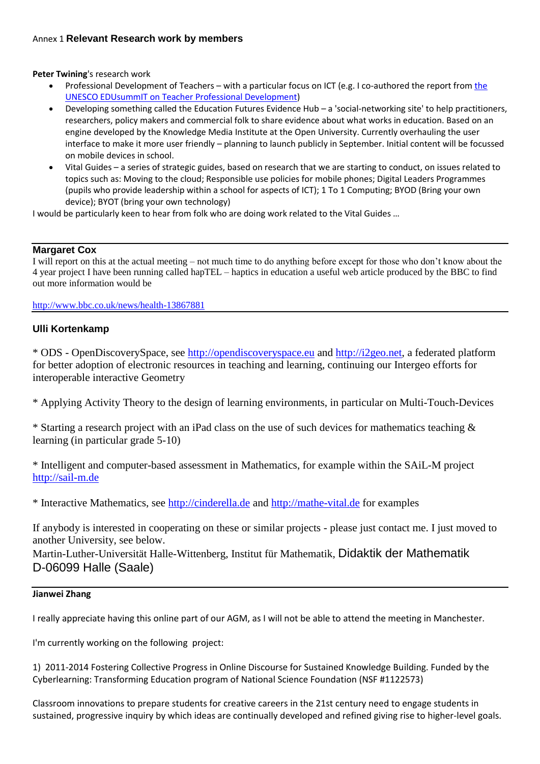Annex 1 **Relevant Research work by members**

**Peter Twining**'s research work

- Professional Development of Teachers – with a particular focus on ICT (e.g. I co-authored the report from the UNESCO EDUsummIT on Teacher Professional Development)
- Developing something called the Education Futures Evidence Hub – a 'social-networking site' to help practitioners, researchers, policy makers and commercial folk to share evidence about what works in education. Based on an engine developed by the Knowledge Media Institute at the Open University. Currently overhauling the user interface to make it more user friendly – planning to launch publicly in September. Initial content will be focussed on mobile devices in school.
- Vital Guides – a series of strategic guides, based on research that we are starting to conduct, on issues related to topics such as: Moving to the cloud; Responsible use policies for mobile phones; Digital Leaders Programmes (pupils who provide leadership within a school for aspects of ICT); 1 To 1 Computing; BYOD (Bring your own device); BYOT (bring your own technology)

I would be particularly keen to hear from folk who are doing work related to the Vital Guides …

---

**Margaret Cox**

I will report on this at the actual meeting – not much time to do anything before except for those who don't know about the 4 year project I have been running called hapTEL – haptics in education a useful web article produced by the BBC to find out more information would be

http://www.bbc.co.uk/news/health-13867881

---

**Ulli Kortenkamp**

* ODS - OpenDiscoverySpace, see http://opendiscoveryspace.eu and http://i2geo.net, a federated platform for better adoption of electronic resources in teaching and learning, continuing our Intergeo efforts for interoperable interactive Geometry

* Applying Activity Theory to the design of learning environments, in particular on Multi-Touch-Devices

* Starting a research project with an iPad class on the use of such devices for mathematics teaching & learning (in particular grade 5-10)

* Intelligent and computer-based assessment in Mathematics, for example within the SAiL-M project http://sail-m.de

* Interactive Mathematics, see http://cinderella.de and http://mathe-vital.de for examples

If anybody is interested in cooperating on these or similar projects - please just contact me. I just moved to another University, see below.

Martin-Luther-Universität Halle-Wittenberg, Institut für Mathematik, Didaktik der Mathematik
D-06099 Halle (Saale)

---

**Jianwei Zhang**

I really appreciate having this online part of our AGM, as I will not be able to attend the meeting in Manchester.

I'm currently working on the following project:

1) 2011-2014 Fostering Collective Progress in Online Discourse for Sustained Knowledge Building. Funded by the Cyberlearning: Transforming Education program of National Science Foundation (NSF #1122573)

Classroom innovations to prepare students for creative careers in the 21st century need to engage students in sustained, progressive inquiry by which ideas are continually developed and refined giving rise to higher-level goals.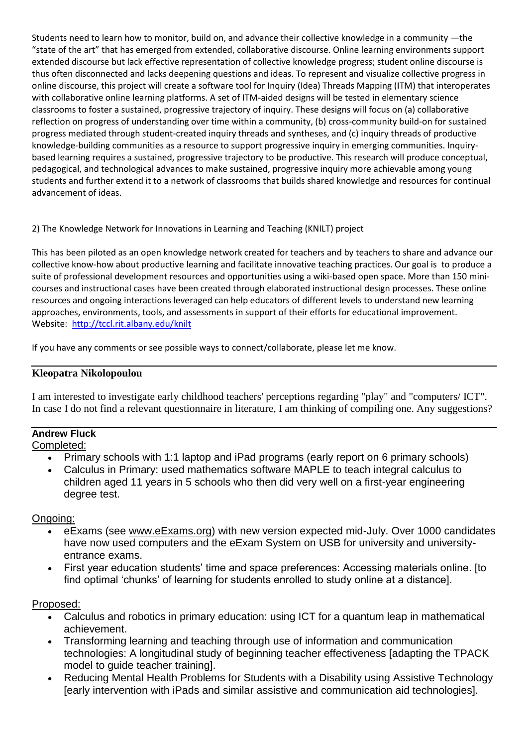Students need to learn how to monitor, build on, and advance their collective knowledge in a community —the "state of the art" that has emerged from extended, collaborative discourse. Online learning environments support extended discourse but lack effective representation of collective knowledge progress; student online discourse is thus often disconnected and lacks deepening questions and ideas. To represent and visualize collective progress in online discourse, this project will create a software tool for Inquiry (Idea) Threads Mapping (ITM) that interoperates with collaborative online learning platforms. A set of ITM-aided designs will be tested in elementary science classrooms to foster a sustained, progressive trajectory of inquiry. These designs will focus on (a) collaborative reflection on progress of understanding over time within a community, (b) cross-community build-on for sustained progress mediated through student-created inquiry threads and syntheses, and (c) inquiry threads of productive knowledge-building communities as a resource to support progressive inquiry in emerging communities. Inquiry-based learning requires a sustained, progressive trajectory to be productive. This research will produce conceptual, pedagogical, and technological advances to make sustained, progressive inquiry more achievable among young students and further extend it to a network of classrooms that builds shared knowledge and resources for continual advancement of ideas.

2) The Knowledge Network for Innovations in Learning and Teaching (KNILT) project

This has been piloted as an open knowledge network created for teachers and by teachers to share and advance our collective know-how about productive learning and facilitate innovative teaching practices. Our goal is to produce a suite of professional development resources and opportunities using a wiki-based open space. More than 150 mini-courses and instructional cases have been created through elaborated instructional design processes. These online resources and ongoing interactions leveraged can help educators of different levels to understand new learning approaches, environments, tools, and assessments in support of their efforts for educational improvement. Website: http://tccl.rit.albany.edu/knilt

If you have any comments or see possible ways to connect/collaborate, please let me know.

---

**Kleopatra Nikolopoulou**

I am interested to investigate early childhood teachers' perceptions regarding "play" and "computers/ ICT". In case I do not find a relevant questionnaire in literature, I am thinking of compiling one. Any suggestions?

---

**Andrew Fluck**

Completed:

- Primary schools with 1:1 laptop and iPad programs (early report on 6 primary schools)
- Calculus in Primary: used mathematics software MAPLE to teach integral calculus to children aged 11 years in 5 schools who then did very well on a first-year engineering degree test.

Ongoing:

- eExams (see www.eExams.org) with new version expected mid-July. Over 1000 candidates have now used computers and the eExam System on USB for university and university-entrance exams.
- First year education students' time and space preferences: Accessing materials online. [to find optimal 'chunks' of learning for students enrolled to study online at a distance].

Proposed:

- Calculus and robotics in primary education: using ICT for a quantum leap in mathematical achievement.
- Transforming learning and teaching through use of information and communication technologies: A longitudinal study of beginning teacher effectiveness [adapting the TPACK model to guide teacher training].
- Reducing Mental Health Problems for Students with a Disability using Assistive Technology [early intervention with iPads and similar assistive and communication aid technologies].